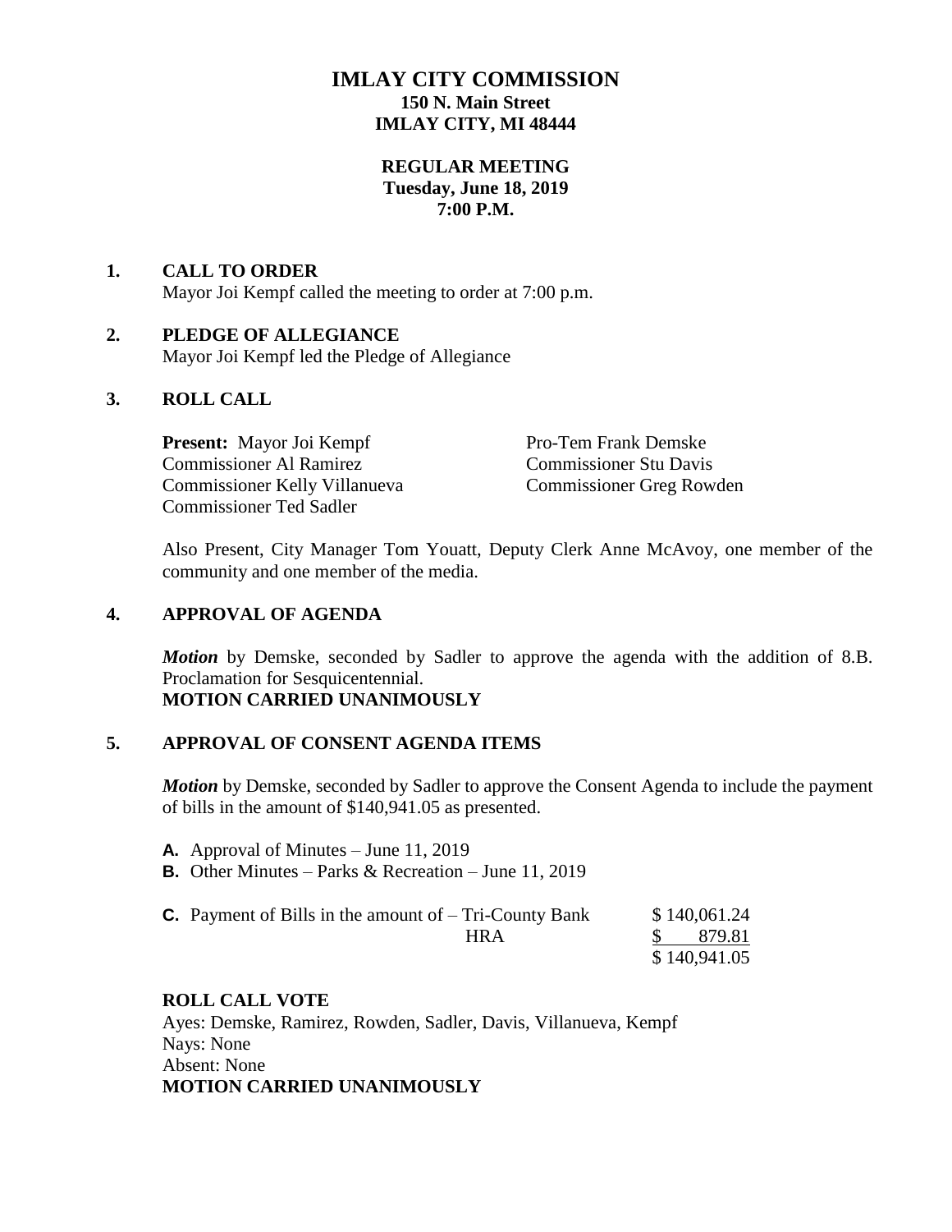# IMLAY CITY COMMISSION

**150 N. Main Street**
**IMLAY CITY, MI 48444**

**REGULAR MEETING**
**Tuesday, June 18, 2019**
**7:00 P.M.**

## 1. CALL TO ORDER

Mayor Joi Kempf called the meeting to order at 7:00 p.m.

## 2. PLEDGE OF ALLEGIANCE

Mayor Joi Kempf led the Pledge of Allegiance

## 3. ROLL CALL

**Present:** Mayor Joi Kempf
Pro-Tem Frank Demske
Commissioner Al Ramirez
Commissioner Stu Davis
Commissioner Kelly Villanueva
Commissioner Greg Rowden
Commissioner Ted Sadler

Also Present, City Manager Tom Youatt, Deputy Clerk Anne McAvoy, one member of the community and one member of the media.

## 4. APPROVAL OF AGENDA

***Motion*** by Demske, seconded by Sadler to approve the agenda with the addition of 8.B. Proclamation for Sesquicentennial.
**MOTION CARRIED UNANIMOUSLY**

## 5. APPROVAL OF CONSENT AGENDA ITEMS

***Motion*** by Demske, seconded by Sadler to approve the Consent Agenda to include the payment of bills in the amount of $140,941.05 as presented.

**A.** Approval of Minutes – June 11, 2019
**B.** Other Minutes – Parks & Recreation – June 11, 2019

| | |
|---|---|
| **C.** Payment of Bills in the amount of – Tri-County Bank | $ 140,061.24 |
| HRA | $ 879.81 |
| | $ 140,941.05 |

**ROLL CALL VOTE**
Ayes: Demske, Ramirez, Rowden, Sadler, Davis, Villanueva, Kempf
Nays: None
Absent: None
**MOTION CARRIED UNANIMOUSLY**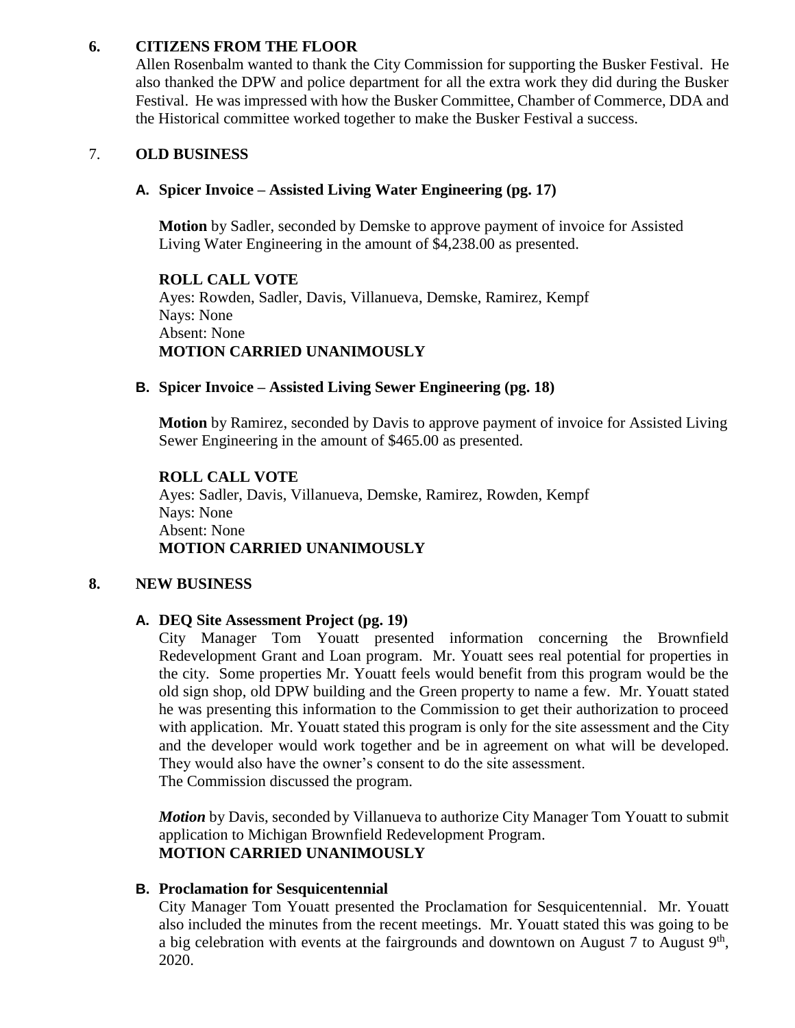## 6. CITIZENS FROM THE FLOOR

Allen Rosenbalm wanted to thank the City Commission for supporting the Busker Festival. He also thanked the DPW and police department for all the extra work they did during the Busker Festival. He was impressed with how the Busker Committee, Chamber of Commerce, DDA and the Historical committee worked together to make the Busker Festival a success.

## 7. OLD BUSINESS

### A. Spicer Invoice – Assisted Living Water Engineering (pg. 17)

**Motion** by Sadler, seconded by Demske to approve payment of invoice for Assisted Living Water Engineering in the amount of $4,238.00 as presented.

**ROLL CALL VOTE**
Ayes: Rowden, Sadler, Davis, Villanueva, Demske, Ramirez, Kempf
Nays: None
Absent: None
**MOTION CARRIED UNANIMOUSLY**

### B. Spicer Invoice – Assisted Living Sewer Engineering (pg. 18)

**Motion** by Ramirez, seconded by Davis to approve payment of invoice for Assisted Living Sewer Engineering in the amount of $465.00 as presented.

**ROLL CALL VOTE**
Ayes: Sadler, Davis, Villanueva, Demske, Ramirez, Rowden, Kempf
Nays: None
Absent: None
**MOTION CARRIED UNANIMOUSLY**

## 8. NEW BUSINESS

### A. DEQ Site Assessment Project (pg. 19)

City Manager Tom Youatt presented information concerning the Brownfield Redevelopment Grant and Loan program. Mr. Youatt sees real potential for properties in the city. Some properties Mr. Youatt feels would benefit from this program would be the old sign shop, old DPW building and the Green property to name a few. Mr. Youatt stated he was presenting this information to the Commission to get their authorization to proceed with application. Mr. Youatt stated this program is only for the site assessment and the City and the developer would work together and be in agreement on what will be developed. They would also have the owner's consent to do the site assessment.
The Commission discussed the program.

***Motion*** by Davis, seconded by Villanueva to authorize City Manager Tom Youatt to submit application to Michigan Brownfield Redevelopment Program.
**MOTION CARRIED UNANIMOUSLY**

### B. Proclamation for Sesquicentennial

City Manager Tom Youatt presented the Proclamation for Sesquicentennial. Mr. Youatt also included the minutes from the recent meetings. Mr. Youatt stated this was going to be a big celebration with events at the fairgrounds and downtown on August 7 to August 9th, 2020.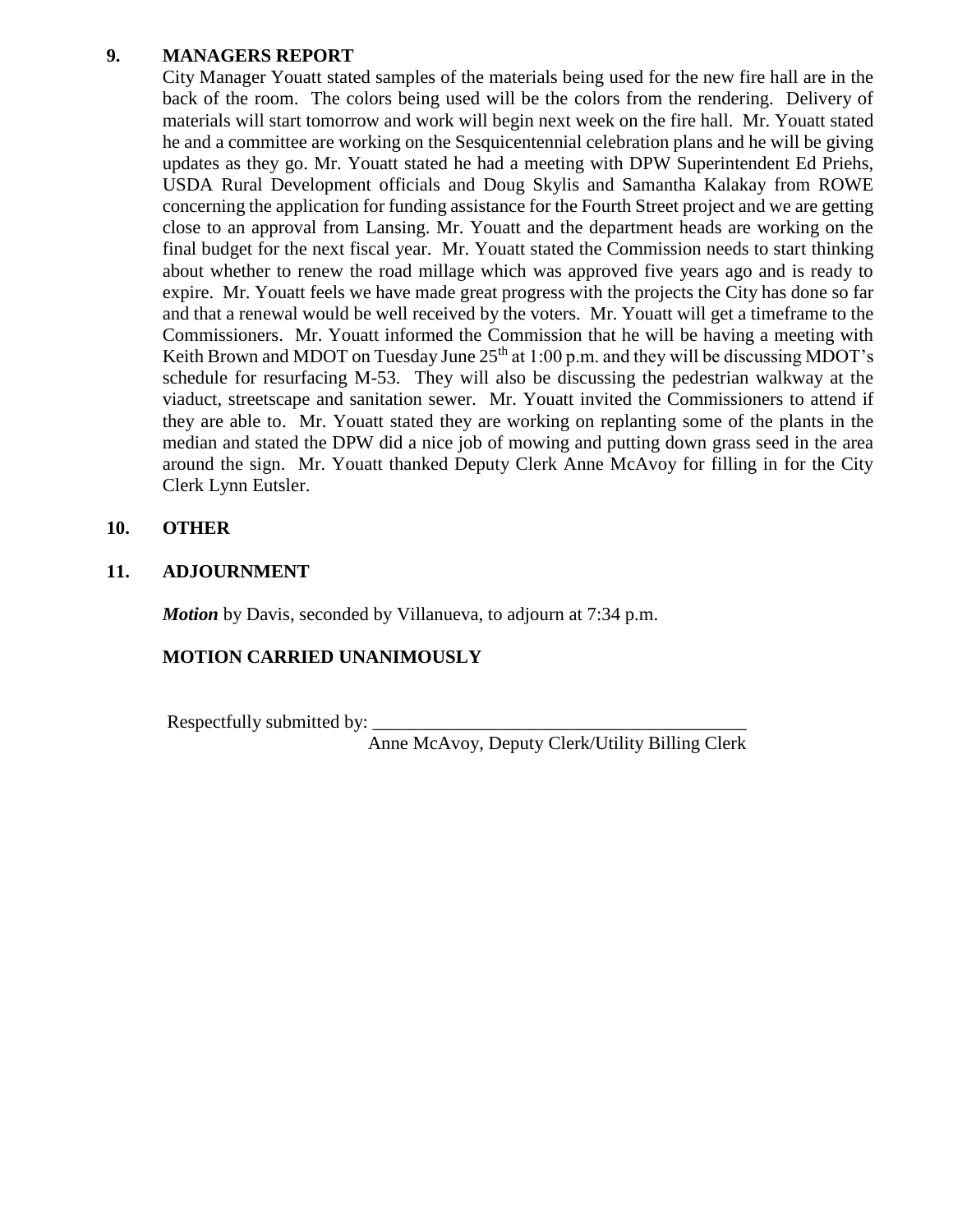## 9. MANAGERS REPORT

City Manager Youatt stated samples of the materials being used for the new fire hall are in the back of the room. The colors being used will be the colors from the rendering. Delivery of materials will start tomorrow and work will begin next week on the fire hall. Mr. Youatt stated he and a committee are working on the Sesquicentennial celebration plans and he will be giving updates as they go. Mr. Youatt stated he had a meeting with DPW Superintendent Ed Priehs, USDA Rural Development officials and Doug Skylis and Samantha Kalakay from ROWE concerning the application for funding assistance for the Fourth Street project and we are getting close to an approval from Lansing. Mr. Youatt and the department heads are working on the final budget for the next fiscal year. Mr. Youatt stated the Commission needs to start thinking about whether to renew the road millage which was approved five years ago and is ready to expire. Mr. Youatt feels we have made great progress with the projects the City has done so far and that a renewal would be well received by the voters. Mr. Youatt will get a timeframe to the Commissioners. Mr. Youatt informed the Commission that he will be having a meeting with Keith Brown and MDOT on Tuesday June 25th at 1:00 p.m. and they will be discussing MDOT's schedule for resurfacing M-53. They will also be discussing the pedestrian walkway at the viaduct, streetscape and sanitation sewer. Mr. Youatt invited the Commissioners to attend if they are able to. Mr. Youatt stated they are working on replanting some of the plants in the median and stated the DPW did a nice job of mowing and putting down grass seed in the area around the sign. Mr. Youatt thanked Deputy Clerk Anne McAvoy for filling in for the City Clerk Lynn Eutsler.

## 10. OTHER

## 11. ADJOURNMENT

***Motion*** by Davis, seconded by Villanueva, to adjourn at 7:34 p.m.

**MOTION CARRIED UNANIMOUSLY**

Respectfully submitted by: ________________________________________

Anne McAvoy, Deputy Clerk/Utility Billing Clerk